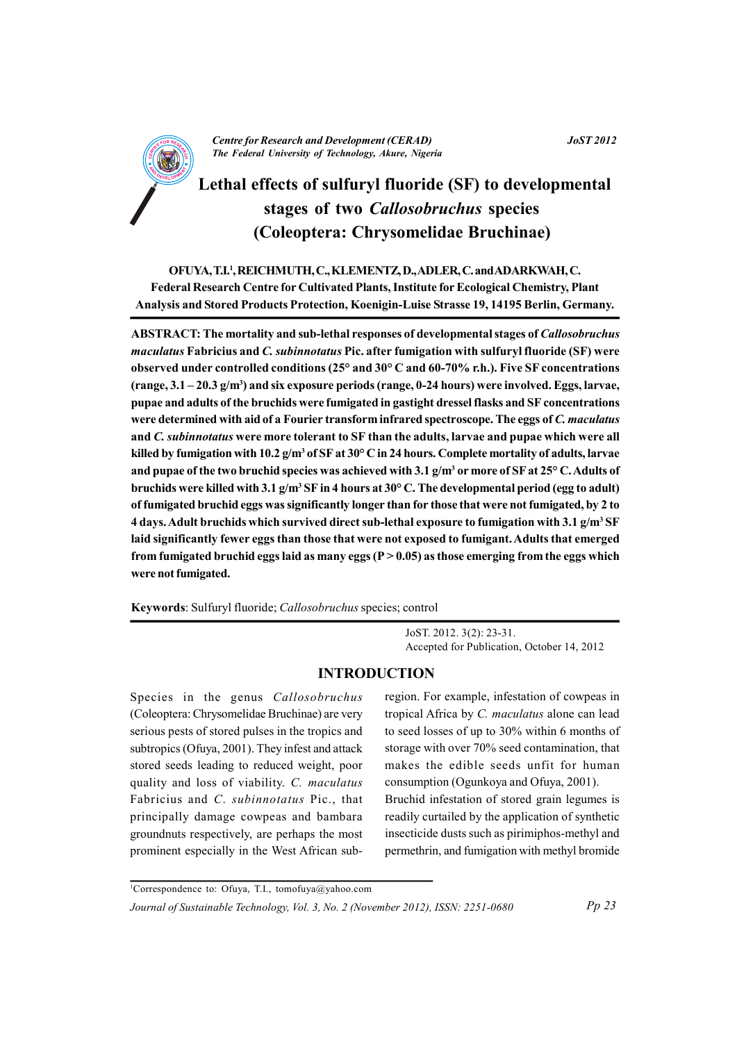# Lethal effects of sulfuryl fluoride (SF) to developmental stages of two *Callosobruchus* species (Coleoptera: Chrysomelidae Bruchinae)

**OFUYA, T.I.[1], REICHMUTH, C., KLEMENTZ, D., ADLER, C. and ADARKWAH, C.**
**Federal Research Centre for Cultivated Plants, Institute for Ecological Chemistry, Plant Analysis and Stored Products Protection, Koenigin-Luise Strasse 19, 14195 Berlin, Germany.**

**ABSTRACT: The mortality and sub-lethal responses of developmental stages of *Callosobruchus maculatus* Fabricius and *C. subinnotatus* Pic. after fumigation with sulfuryl fluoride (SF) were observed under controlled conditions (25° and 30° C and 60-70% r.h.). Five SF concentrations (range, 3.1 – 20.3 g/m$^3$) and six exposure periods (range, 0-24 hours) were involved. Eggs, larvae, pupae and adults of the bruchids were fumigated in gastight dressel flasks and SF concentrations were determined with aid of a Fourier transform infrared spectroscope. The eggs of *C. maculatus* and *C. subinnotatus* were more tolerant to SF than the adults, larvae and pupae which were all killed by fumigation with 10.2 g/m$^3$ of SF at 30° C in 24 hours. Complete mortality of adults, larvae and pupae of the two bruchid species was achieved with 3.1 g/m$^3$ or more of SF at 25° C. Adults of bruchids were killed with 3.1 g/m$^3$ SF in 4 hours at 30° C. The developmental period (egg to adult) of fumigated bruchid eggs was significantly longer than for those that were not fumigated, by 2 to 4 days. Adult bruchids which survived direct sub-lethal exposure to fumigation with 3.1 g/m$^3$ SF laid significantly fewer eggs than those that were not exposed to fumigant. Adults that emerged from fumigated bruchid eggs laid as many eggs ($P > 0.05$) as those emerging from the eggs which were not fumigated.**

**Keywords**: Sulfuryl fluoride; *Callosobruchus* species; control

JoST. 2012. 3(2): 23-31.
Accepted for Publication, October 14, 2012

## INTRODUCTION

Species in the genus *Callosobruchus* (Coleoptera: Chrysomelidae Bruchinae) are very serious pests of stored pulses in the tropics and subtropics (Ofuya, 2001). They infest and attack stored seeds leading to reduced weight, poor quality and loss of viability. *C. maculatus* Fabricius and *C. subinnotatus* Pic., that principally damage cowpeas and bambara groundnuts respectively, are perhaps the most prominent especially in the West African sub-region. For example, infestation of cowpeas in tropical Africa by *C. maculatus* alone can lead to seed losses of up to 30% within 6 months of storage with over 70% seed contamination, that makes the edible seeds unfit for human consumption (Ogunkoya and Ofuya, 2001).

Bruchid infestation of stored grain legumes is readily curtailed by the application of synthetic insecticide dusts such as pirimiphos-methyl and permethrin, and fumigation with methyl bromide

[1]Correspondence to: Ofuya, T.I., tomofuya@yahoo.com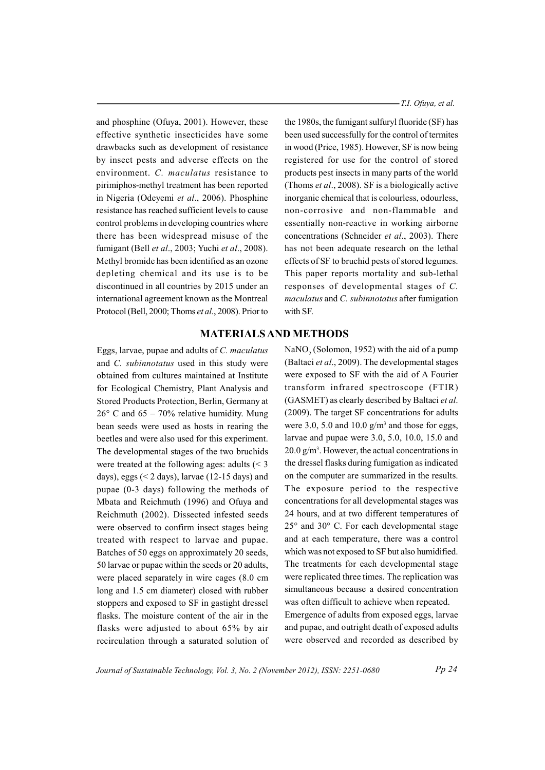and phosphine (Ofuya, 2001). However, these effective synthetic insecticides have some drawbacks such as development of resistance by insect pests and adverse effects on the environment. *C. maculatus* resistance to pirimiphos-methyl treatment has been reported in Nigeria (Odeyemi *et al*., 2006). Phosphine resistance has reached sufficient levels to cause control problems in developing countries where there has been widespread misuse of the fumigant (Bell *et al*., 2003; Yuchi *et al*., 2008). Methyl bromide has been identified as an ozone depleting chemical and its use is to be discontinued in all countries by 2015 under an international agreement known as the Montreal Protocol (Bell, 2000; Thoms *et al*., 2008). Prior to the 1980s, the fumigant sulfuryl fluoride (SF) has been used successfully for the control of termites in wood (Price, 1985). However, SF is now being registered for use for the control of stored products pest insects in many parts of the world (Thoms *et al*., 2008). SF is a biologically active inorganic chemical that is colourless, odourless, non-corrosive and non-flammable and essentially non-reactive in working airborne concentrations (Schneider *et al*., 2003). There has not been adequate research on the lethal effects of SF to bruchid pests of stored legumes. This paper reports mortality and sub-lethal responses of developmental stages of *C. maculatus* and *C. subinnotatus* after fumigation with SF.

## MATERIALS AND METHODS

Eggs, larvae, pupae and adults of *C. maculatus* and *C. subinnotatus* used in this study were obtained from cultures maintained at Institute for Ecological Chemistry, Plant Analysis and Stored Products Protection, Berlin, Germany at 26° C and 65 – 70% relative humidity. Mung bean seeds were used as hosts in rearing the beetles and were also used for this experiment. The developmental stages of the two bruchids were treated at the following ages: adults (< 3 days), eggs (< 2 days), larvae (12-15 days) and pupae (0-3 days) following the methods of Mbata and Reichmuth (1996) and Ofuya and Reichmuth (2002). Dissected infested seeds were observed to confirm insect stages being treated with respect to larvae and pupae. Batches of 50 eggs on approximately 20 seeds, 50 larvae or pupae within the seeds or 20 adults, were placed separately in wire cages (8.0 cm long and 1.5 cm diameter) closed with rubber stoppers and exposed to SF in gastight dressel flasks. The moisture content of the air in the flasks were adjusted to about 65% by air recirculation through a saturated solution of $NaNO_2$ (Solomon, 1952) with the aid of a pump (Baltaci *et al*., 2009). The developmental stages were exposed to SF with the aid of A Fourier transform infrared spectroscope (FTIR) (GASMET) as clearly described by Baltaci *et al*. (2009). The target SF concentrations for adults were 3.0, 5.0 and 10.0 $g/m^3$ and those for eggs, larvae and pupae were 3.0, 5.0, 10.0, 15.0 and 20.0 $g/m^3$. However, the actual concentrations in the dressel flasks during fumigation as indicated on the computer are summarized in the results. The exposure period to the respective concentrations for all developmental stages was 24 hours, and at two different temperatures of 25° and 30° C. For each developmental stage and at each temperature, there was a control which was not exposed to SF but also humidified. The treatments for each developmental stage were replicated three times. The replication was simultaneous because a desired concentration was often difficult to achieve when repeated.

Emergence of adults from exposed eggs, larvae and pupae, and outright death of exposed adults were observed and recorded as described by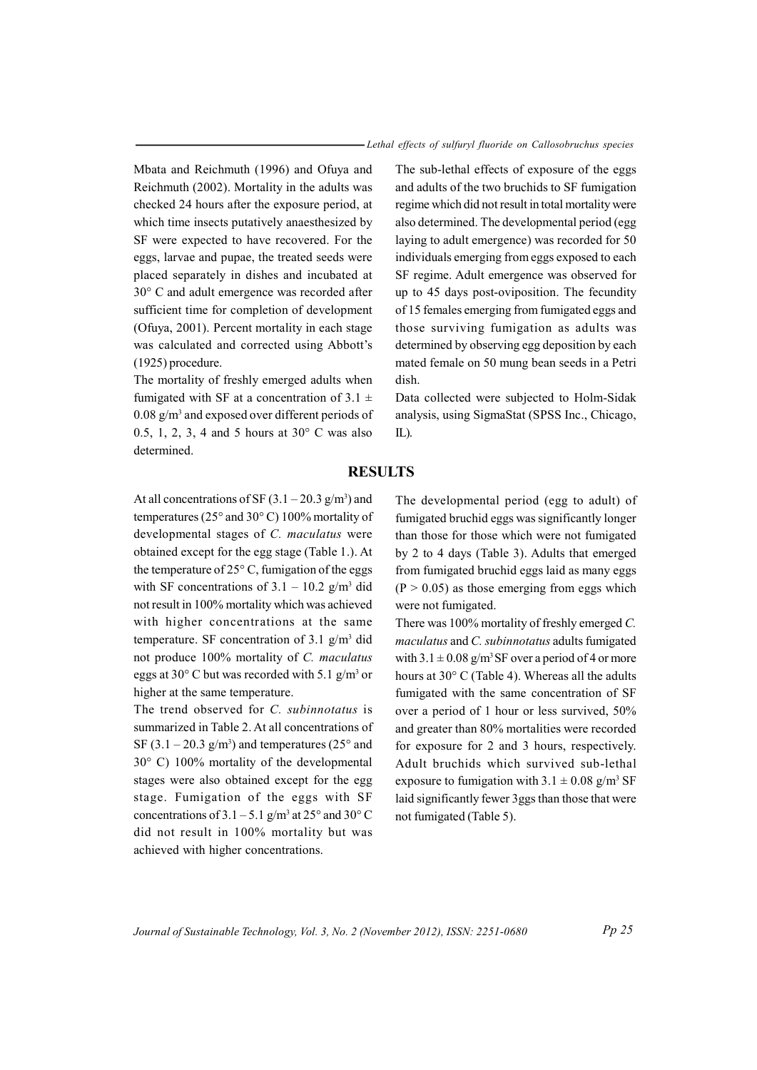Mbata and Reichmuth (1996) and Ofuya and Reichmuth (2002). Mortality in the adults was checked 24 hours after the exposure period, at which time insects putatively anaesthesized by SF were expected to have recovered. For the eggs, larvae and pupae, the treated seeds were placed separately in dishes and incubated at 30° C and adult emergence was recorded after sufficient time for completion of development (Ofuya, 2001). Percent mortality in each stage was calculated and corrected using Abbott's (1925) procedure.

The mortality of freshly emerged adults when fumigated with SF at a concentration of $3.1 \pm 0.08$ g/m$^3$ and exposed over different periods of 0.5, 1, 2, 3, 4 and 5 hours at 30° C was also determined.

The sub-lethal effects of exposure of the eggs and adults of the two bruchids to SF fumigation regime which did not result in total mortality were also determined. The developmental period (egg laying to adult emergence) was recorded for 50 individuals emerging from eggs exposed to each SF regime. Adult emergence was observed for up to 45 days post-oviposition. The fecundity of 15 females emerging from fumigated eggs and those surviving fumigation as adults was determined by observing egg deposition by each mated female on 50 mung bean seeds in a Petri dish.

Data collected were subjected to Holm-Sidak analysis, using SigmaStat (SPSS Inc., Chicago, IL).

## RESULTS

At all concentrations of SF (3.1 – 20.3 g/m$^3$) and temperatures (25° and 30° C) 100% mortality of developmental stages of *C. maculatus* were obtained except for the egg stage (Table 1.). At the temperature of 25° C, fumigation of the eggs with SF concentrations of 3.1 – 10.2 g/m$^3$ did not result in 100% mortality which was achieved with higher concentrations at the same temperature. SF concentration of 3.1 g/m$^3$ did not produce 100% mortality of *C. maculatus* eggs at 30° C but was recorded with 5.1 g/m$^3$ or higher at the same temperature.

The trend observed for *C. subinnotatus* is summarized in Table 2. At all concentrations of SF (3.1 – 20.3 g/m$^3$) and temperatures (25° and 30° C) 100% mortality of the developmental stages were also obtained except for the egg stage. Fumigation of the eggs with SF concentrations of 3.1 – 5.1 g/m$^3$ at 25° and 30° C did not result in 100% mortality but was achieved with higher concentrations.

The developmental period (egg to adult) of fumigated bruchid eggs was significantly longer than those for those which were not fumigated by 2 to 4 days (Table 3). Adults that emerged from fumigated bruchid eggs laid as many eggs ($P > 0.05$) as those emerging from eggs which were not fumigated.

There was 100% mortality of freshly emerged *C. maculatus* and *C. subinnotatus* adults fumigated with $3.1 \pm 0.08$ g/m$^3$ SF over a period of 4 or more hours at 30° C (Table 4). Whereas all the adults fumigated with the same concentration of SF over a period of 1 hour or less survived, 50% and greater than 80% mortalities were recorded for exposure for 2 and 3 hours, respectively. Adult bruchids which survived sub-lethal exposure to fumigation with $3.1 \pm 0.08$ g/m$^3$ SF laid significantly fewer 3ggs than those that were not fumigated (Table 5).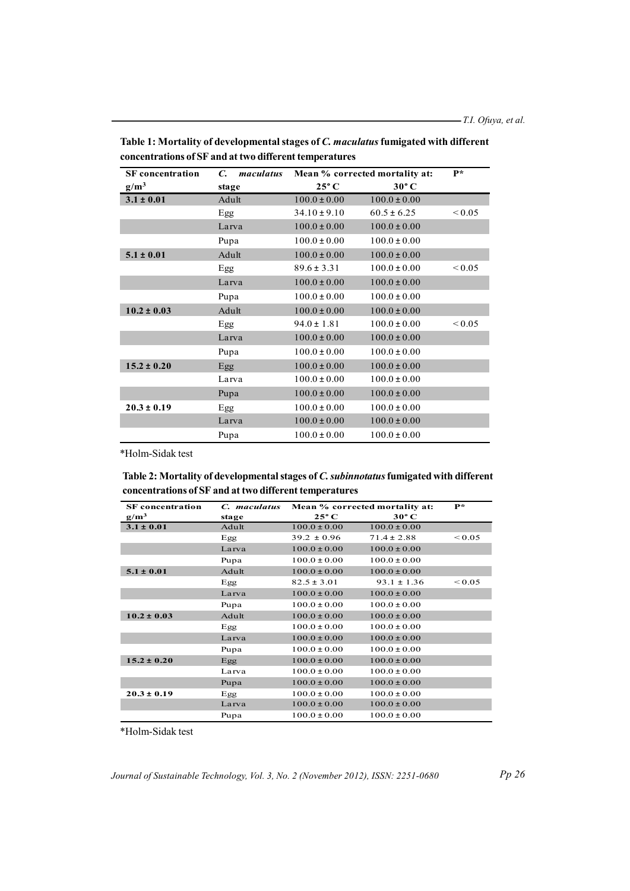**Table 1: Mortality of developmental stages of *C. maculatus* fumigated with different concentrations of SF and at two different temperatures**

| SF concentration g/m$^3$ | *C. maculatus* stage | Mean % corrected mortality at: 25° C | 30° C | P* |
|---|---|---|---|---|
| **3.1 ± 0.01** | Adult | 100.0 ± 0.00 | 100.0 ± 0.00 | |
| | Egg | 34.10 ± 9.10 | 60.5 ± 6.25 | < 0.05 |
| | Larva | 100.0 ± 0.00 | 100.0 ± 0.00 | |
| | Pupa | 100.0 ± 0.00 | 100.0 ± 0.00 | |
| **5.1 ± 0.01** | Adult | 100.0 ± 0.00 | 100.0 ± 0.00 | |
| | Egg | 89.6 ± 3.31 | 100.0 ± 0.00 | < 0.05 |
| | Larva | 100.0 ± 0.00 | 100.0 ± 0.00 | |
| | Pupa | 100.0 ± 0.00 | 100.0 ± 0.00 | |
| **10.2 ± 0.03** | Adult | 100.0 ± 0.00 | 100.0 ± 0.00 | |
| | Egg | 94.0 ± 1.81 | 100.0 ± 0.00 | < 0.05 |
| | Larva | 100.0 ± 0.00 | 100.0 ± 0.00 | |
| | Pupa | 100.0 ± 0.00 | 100.0 ± 0.00 | |
| **15.2 ± 0.20** | Egg | 100.0 ± 0.00 | 100.0 ± 0.00 | |
| | Larva | 100.0 ± 0.00 | 100.0 ± 0.00 | |
| | Pupa | 100.0 ± 0.00 | 100.0 ± 0.00 | |
| **20.3 ± 0.19** | Egg | 100.0 ± 0.00 | 100.0 ± 0.00 | |
| | Larva | 100.0 ± 0.00 | 100.0 ± 0.00 | |
| | Pupa | 100.0 ± 0.00 | 100.0 ± 0.00 | |

*Holm-Sidak test

**Table 2: Mortality of developmental stages of *C. subinnotatus* fumigated with different concentrations of SF and at two different temperatures**

| SF concentration g/m$^3$ | *C. maculatus* stage | Mean % corrected mortality at: 25° C | 30° C | P* |
|---|---|---|---|---|
| **3.1 ± 0.01** | Adult | 100.0 ± 0.00 | 100.0 ± 0.00 | |
| | Egg | 39.2 ± 0.96 | 71.4 ± 2.88 | < 0.05 |
| | Larva | 100.0 ± 0.00 | 100.0 ± 0.00 | |
| | Pupa | 100.0 ± 0.00 | 100.0 ± 0.00 | |
| **5.1 ± 0.01** | Adult | 100.0 ± 0.00 | 100.0 ± 0.00 | |
| | Egg | 82.5 ± 3.01 | 93.1 ± 1.36 | < 0.05 |
| | Larva | 100.0 ± 0.00 | 100.0 ± 0.00 | |
| | Pupa | 100.0 ± 0.00 | 100.0 ± 0.00 | |
| **10.2 ± 0.03** | Adult | 100.0 ± 0.00 | 100.0 ± 0.00 | |
| | Egg | 100.0 ± 0.00 | 100.0 ± 0.00 | |
| | Larva | 100.0 ± 0.00 | 100.0 ± 0.00 | |
| | Pupa | 100.0 ± 0.00 | 100.0 ± 0.00 | |
| **15.2 ± 0.20** | Egg | 100.0 ± 0.00 | 100.0 ± 0.00 | |
| | Larva | 100.0 ± 0.00 | 100.0 ± 0.00 | |
| | Pupa | 100.0 ± 0.00 | 100.0 ± 0.00 | |
| **20.3 ± 0.19** | Egg | 100.0 ± 0.00 | 100.0 ± 0.00 | |
| | Larva | 100.0 ± 0.00 | 100.0 ± 0.00 | |
| | Pupa | 100.0 ± 0.00 | 100.0 ± 0.00 | |

*Holm-Sidak test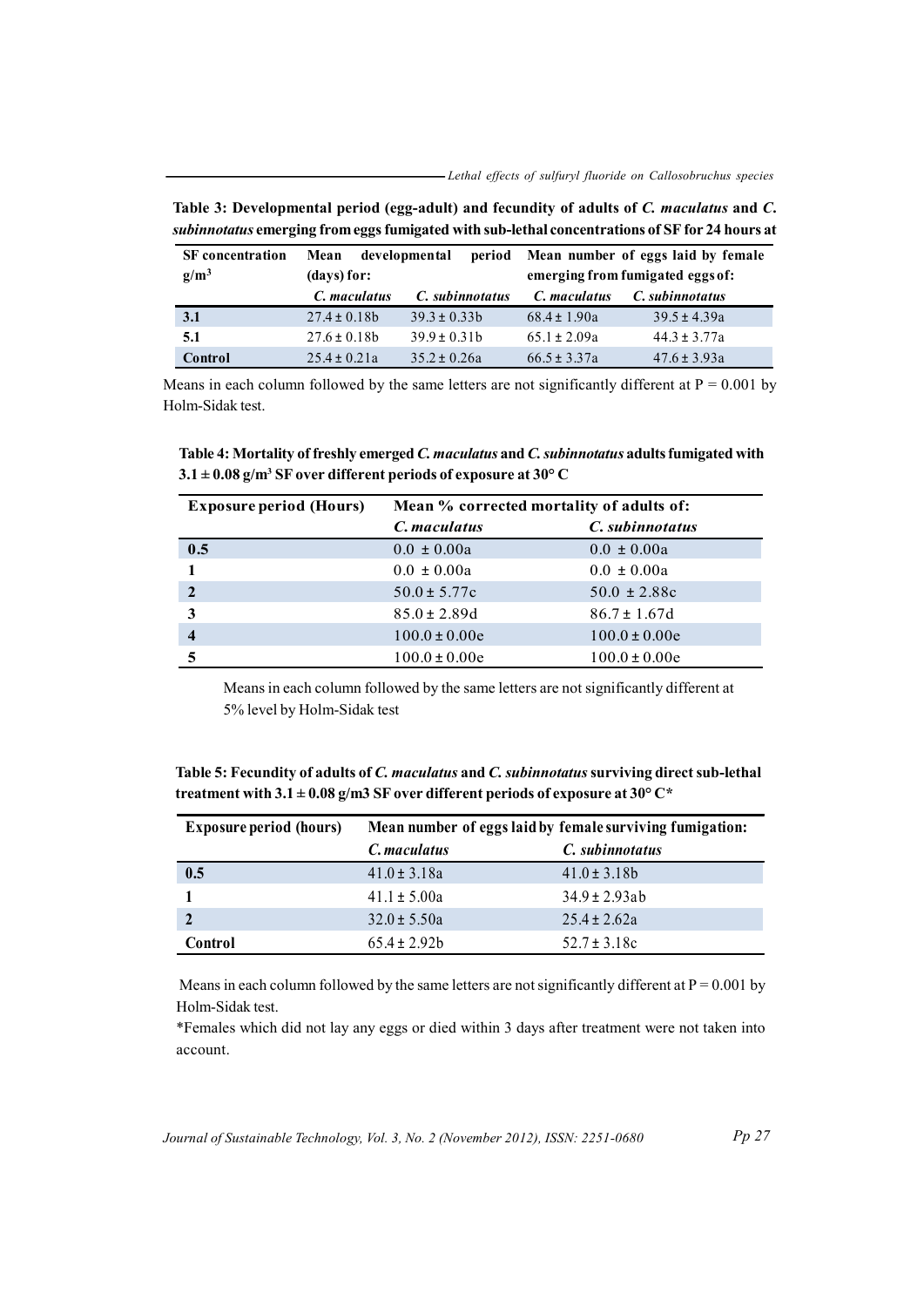**Table 3: Developmental period (egg-adult) and fecundity of adults of *C. maculatus* and *C. subinnotatus* emerging from eggs fumigated with sub-lethal concentrations of SF for 24 hours at**

| SF concentration $g/m^3$ | Mean developmental period (days) for: | | Mean number of eggs laid by female emerging from fumigated eggs of: | |
|---|---|---|---|---|
| | *C. maculatus* | *C. subinnotatus* | *C. maculatus* | *C. subinnotatus* |
| **3.1** | 27.4 ± 0.18b | 39.3 ± 0.33b | 68.4 ± 1.90a | 39.5 ± 4.39a |
| **5.1** | 27.6 ± 0.18b | 39.9 ± 0.31b | 65.1 ± 2.09a | 44.3 ± 3.77a |
| **Control** | 25.4 ± 0.21a | 35.2 ± 0.26a | 66.5 ± 3.37a | 47.6 ± 3.93a |

Means in each column followed by the same letters are not significantly different at P = 0.001 by Holm-Sidak test.

**Table 4: Mortality of freshly emerged *C. maculatus* and *C. subinnotatus* adults fumigated with 3.1 ± 0.08 $g/m^3$ SF over different periods of exposure at 30° C**

| Exposure period (Hours) | Mean % corrected mortality of adults of: | |
|---|---|---|
| | *C. maculatus* | *C. subinnotatus* |
| **0.5** | 0.0 ± 0.00a | 0.0 ± 0.00a |
| **1** | 0.0 ± 0.00a | 0.0 ± 0.00a |
| **2** | 50.0 ± 5.77c | 50.0 ± 2.88c |
| **3** | 85.0 ± 2.89d | 86.7 ± 1.67d |
| **4** | 100.0 ± 0.00e | 100.0 ± 0.00e |
| **5** | 100.0 ± 0.00e | 100.0 ± 0.00e |

Means in each column followed by the same letters are not significantly different at 5% level by Holm-Sidak test

**Table 5: Fecundity of adults of *C. maculatus* and *C. subinnotatus* surviving direct sub-lethal treatment with 3.1 ± 0.08 g/m3 SF over different periods of exposure at 30° C\***

| Exposure period (hours) | Mean number of eggs laid by female surviving fumigation: | |
|---|---|---|
| | *C. maculatus* | *C. subinnotatus* |
| **0.5** | 41.0 ± 3.18a | 41.0 ± 3.18b |
| **1** | 41.1 ± 5.00a | 34.9 ± 2.93ab |
| **2** | 32.0 ± 5.50a | 25.4 ± 2.62a |
| **Control** | 65.4 ± 2.92b | 52.7 ± 3.18c |

Means in each column followed by the same letters are not significantly different at P = 0.001 by Holm-Sidak test.

*Females which did not lay any eggs or died within 3 days after treatment were not taken into account.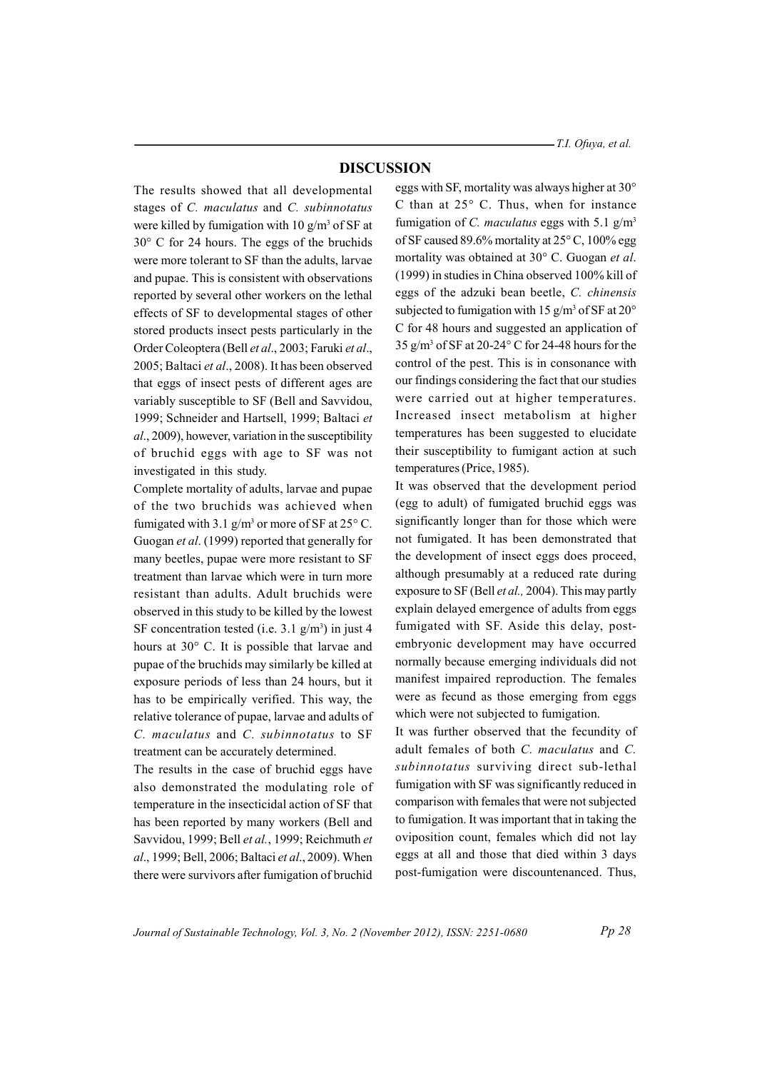## DISCUSSION

The results showed that all developmental stages of *C. maculatus* and *C. subinnotatus* were killed by fumigation with 10 g/m$^3$ of SF at 30° C for 24 hours. The eggs of the bruchids were more tolerant to SF than the adults, larvae and pupae. This is consistent with observations reported by several other workers on the lethal effects of SF to developmental stages of other stored products insect pests particularly in the Order Coleoptera (Bell *et al*., 2003; Faruki *et al*., 2005; Baltaci *et al*., 2008). It has been observed that eggs of insect pests of different ages are variably susceptible to SF (Bell and Savvidou, 1999; Schneider and Hartsell, 1999; Baltaci *et al*., 2009), however, variation in the susceptibility of bruchid eggs with age to SF was not investigated in this study.

Complete mortality of adults, larvae and pupae of the two bruchids was achieved when fumigated with 3.1 g/m$^3$ or more of SF at 25° C. Guogan *et al*. (1999) reported that generally for many beetles, pupae were more resistant to SF treatment than larvae which were in turn more resistant than adults. Adult bruchids were observed in this study to be killed by the lowest SF concentration tested (i.e. 3.1 g/m$^3$) in just 4 hours at 30° C. It is possible that larvae and pupae of the bruchids may similarly be killed at exposure periods of less than 24 hours, but it has to be empirically verified. This way, the relative tolerance of pupae, larvae and adults of *C. maculatus* and *C. subinnotatus* to SF treatment can be accurately determined.

The results in the case of bruchid eggs have also demonstrated the modulating role of temperature in the insecticidal action of SF that has been reported by many workers (Bell and Savvidou, 1999; Bell *et al.*, 1999; Reichmuth *et al*., 1999; Bell, 2006; Baltaci *et al*., 2009). When there were survivors after fumigation of bruchid eggs with SF, mortality was always higher at 30° C than at 25° C. Thus, when for instance fumigation of *C. maculatus* eggs with 5.1 g/m$^3$ of SF caused 89.6% mortality at 25° C, 100% egg mortality was obtained at 30° C. Guogan *et al*. (1999) in studies in China observed 100% kill of eggs of the adzuki bean beetle, *C. chinensis* subjected to fumigation with 15 g/m$^3$ of SF at 20° C for 48 hours and suggested an application of 35 g/m$^3$ of SF at 20-24° C for 24-48 hours for the control of the pest. This is in consonance with our findings considering the fact that our studies were carried out at higher temperatures. Increased insect metabolism at higher temperatures has been suggested to elucidate their susceptibility to fumigant action at such temperatures (Price, 1985).

It was observed that the development period (egg to adult) of fumigated bruchid eggs was significantly longer than for those which were not fumigated. It has been demonstrated that the development of insect eggs does proceed, although presumably at a reduced rate during exposure to SF (Bell *et al.,* 2004). This may partly explain delayed emergence of adults from eggs fumigated with SF. Aside this delay, post-embryonic development may have occurred normally because emerging individuals did not manifest impaired reproduction. The females were as fecund as those emerging from eggs which were not subjected to fumigation.

It was further observed that the fecundity of adult females of both *C. maculatus* and *C. subinnotatus* surviving direct sub-lethal fumigation with SF was significantly reduced in comparison with females that were not subjected to fumigation. It was important that in taking the oviposition count, females which did not lay eggs at all and those that died within 3 days post-fumigation were discountenanced. Thus,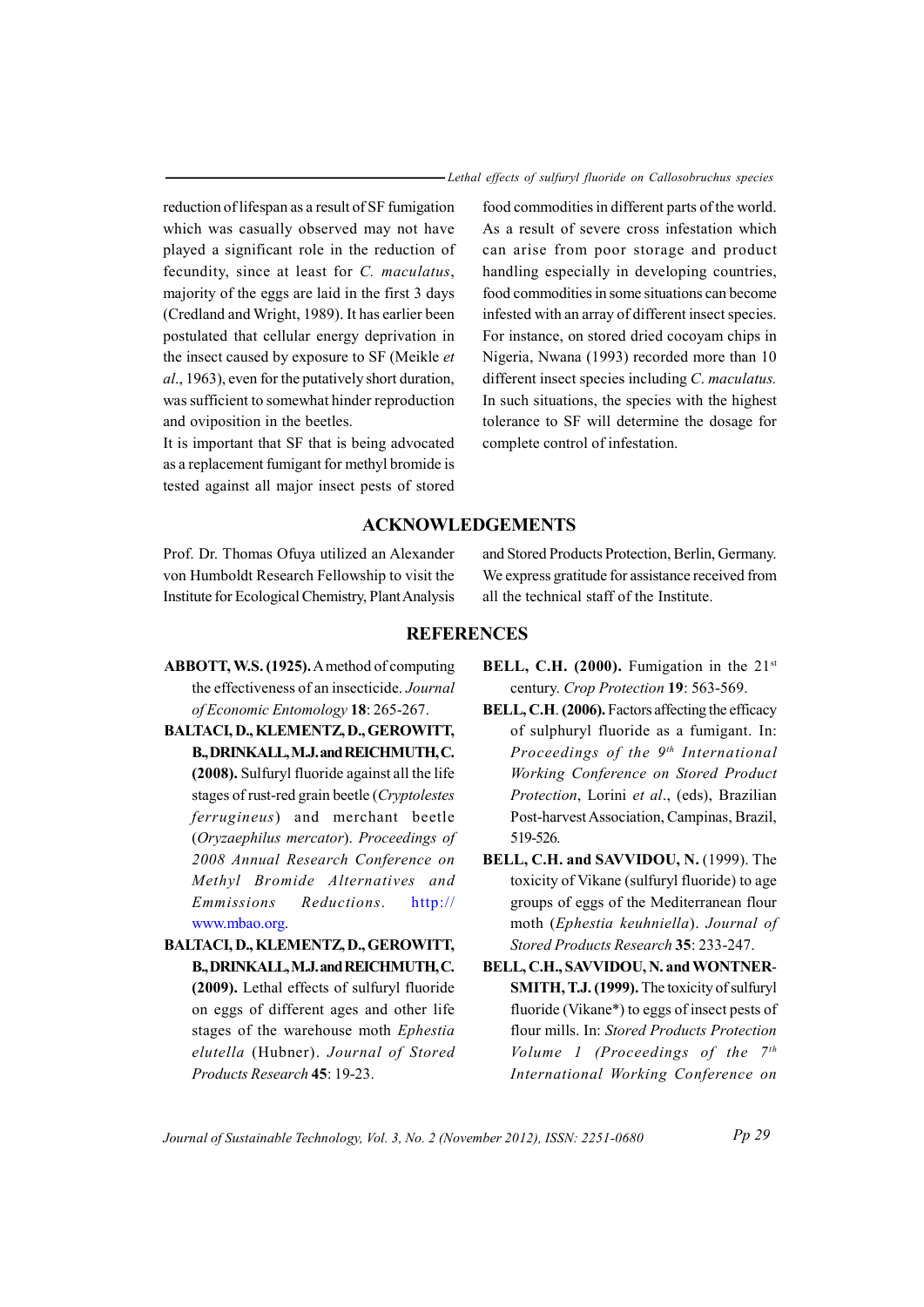reduction of lifespan as a result of SF fumigation which was casually observed may not have played a significant role in the reduction of fecundity, since at least for *C. maculatus*, majority of the eggs are laid in the first 3 days (Credland and Wright, 1989). It has earlier been postulated that cellular energy deprivation in the insect caused by exposure to SF (Meikle *et al*., 1963), even for the putatively short duration, was sufficient to somewhat hinder reproduction and oviposition in the beetles.

It is important that SF that is being advocated as a replacement fumigant for methyl bromide is tested against all major insect pests of stored food commodities in different parts of the world. As a result of severe cross infestation which can arise from poor storage and product handling especially in developing countries, food commodities in some situations can become infested with an array of different insect species. For instance, on stored dried cocoyam chips in Nigeria, Nwana (1993) recorded more than 10 different insect species including *C. maculatus.* In such situations, the species with the highest tolerance to SF will determine the dosage for complete control of infestation.

## ACKNOWLEDGEMENTS

Prof. Dr. Thomas Ofuya utilized an Alexander von Humboldt Research Fellowship to visit the Institute for Ecological Chemistry, Plant Analysis and Stored Products Protection, Berlin, Germany. We express gratitude for assistance received from all the technical staff of the Institute.

## REFERENCES

**ABBOTT, W.S. (1925).** A method of computing the effectiveness of an insecticide. *Journal of Economic Entomology* **18**: 265-267.

**BALTACI, D., KLEMENTZ, D., GEROWITT, B., DRINKALL, M.J. and REICHMUTH, C. (2008).** Sulfuryl fluoride against all the life stages of rust-red grain beetle (*Cryptolestes ferrugineus*) and merchant beetle (*Oryzaephilus mercator*). *Proceedings of 2008 Annual Research Conference on Methyl Bromide Alternatives and Emissions Reductions*. http://www.mbao.org.

**BALTACI, D., KLEMENTZ, D., GEROWITT, B., DRINKALL, M.J. and REICHMUTH, C. (2009).** Lethal effects of sulfuryl fluoride on eggs of different ages and other life stages of the warehouse moth *Ephestia elutella* (Hubner). *Journal of Stored Products Research* **45**: 19-23.

**BELL, C.H. (2000).** Fumigation in the 21st century. *Crop Protection* **19**: 563-569.

**BELL, C.H. (2006).** Factors affecting the efficacy of sulphuryl fluoride as a fumigant. In: *Proceedings of the 9th International Working Conference on Stored Product Protection*, Lorini *et al*., (eds), Brazilian Post-harvest Association, Campinas, Brazil, 519-526.

**BELL, C.H. and SAVVIDOU, N.** (1999). The toxicity of Vikane (sulfuryl fluoride) to age groups of eggs of the Mediterranean flour moth (*Ephestia keuhniella*). *Journal of Stored Products Research* **35**: 233-247.

**BELL, C.H., SAVVIDOU, N. and WONTNER-SMITH, T.J. (1999).** The toxicity of sulfuryl fluoride (Vikane*) to eggs of insect pests of flour mills. In: *Stored Products Protection Volume 1 (Proceedings of the 7th International Working Conference on*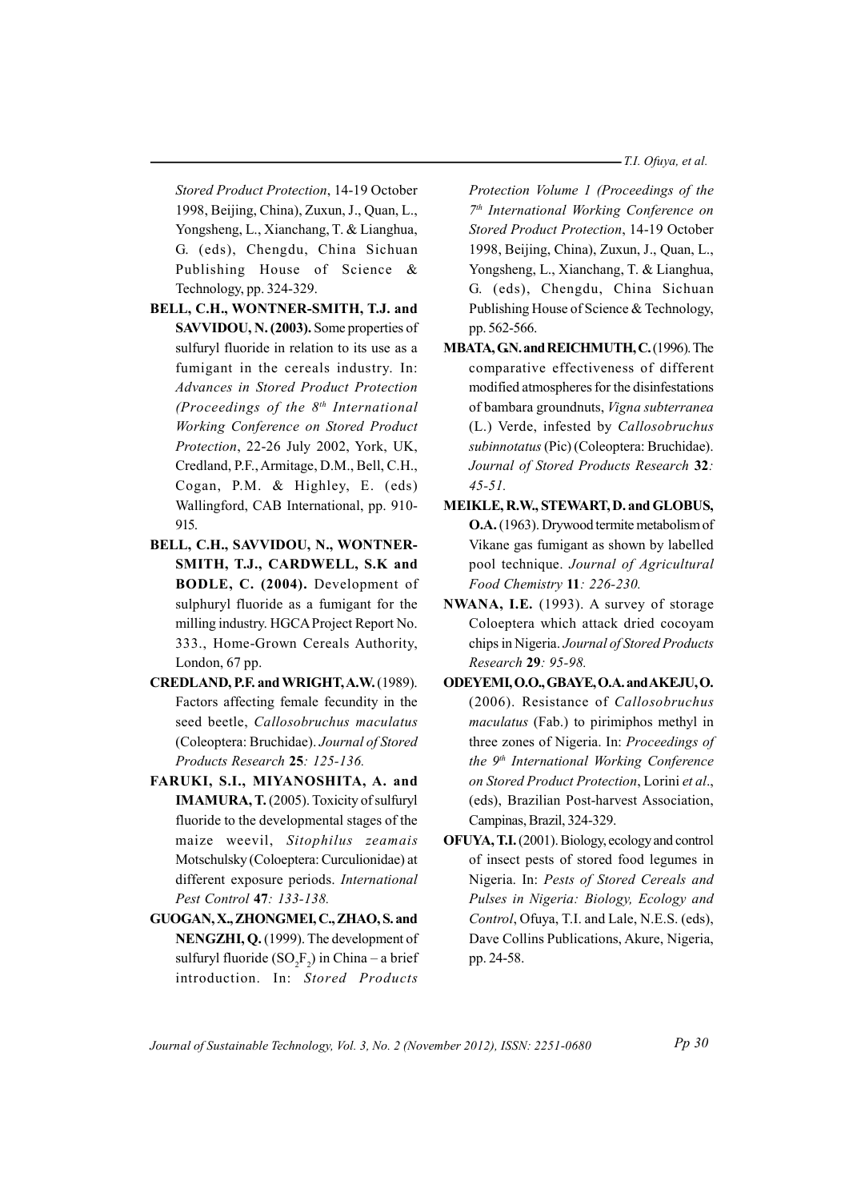*Stored Product Protection*, 14-19 October 1998, Beijing, China), Zuxun, J., Quan, L., Yongsheng, L., Xianchang, T. & Lianghua, G. (eds), Chengdu, China Sichuan Publishing House of Science & Technology, pp. 324-329.

**BELL, C.H., WONTNER-SMITH, T.J. and SAVVIDOU, N. (2003).** Some properties of sulfuryl fluoride in relation to its use as a fumigant in the cereals industry. In: *Advances in Stored Product Protection (Proceedings of the 8th International Working Conference on Stored Product Protection*, 22-26 July 2002, York, UK, Credland, P.F., Armitage, D.M., Bell, C.H., Cogan, P.M. & Highley, E. (eds) Wallingford, CAB International, pp. 910-915.

**BELL, C.H., SAVVIDOU, N., WONTNER-SMITH, T.J., CARDWELL, S.K and BODLE, C. (2004).** Development of sulphuryl fluoride as a fumigant for the milling industry. HGCA Project Report No. 333., Home-Grown Cereals Authority, London, 67 pp.

**CREDLAND, P.F. and WRIGHT, A.W.** (1989). Factors affecting female fecundity in the seed beetle, *Callosobruchus maculatus* (Coleoptera: Bruchidae). *Journal of Stored Products Research* **25***: 125-136.*

**FARUKI, S.I., MIYANOSHITA, A. and IMAMURA, T.** (2005). Toxicity of sulfuryl fluoride to the developmental stages of the maize weevil, *Sitophilus zeamais* Motschulsky (Coloeptera: Curculionidae) at different exposure periods. *International Pest Control* **47***: 133-138.*

**GUOGAN, X., ZHONGMEI, C., ZHAO, S. and NENGZHI, Q.** (1999). The development of sulfuryl fluoride ($SO_2F_2$) in China – a brief introduction. In: *Stored Products Protection Volume 1 (Proceedings of the 7th International Working Conference on Stored Product Protection*, 14-19 October 1998, Beijing, China), Zuxun, J., Quan, L., Yongsheng, L., Xianchang, T. & Lianghua, G. (eds), Chengdu, China Sichuan Publishing House of Science & Technology, pp. 562-566.

**MBATA, G.N. and REICHMUTH, C.** (1996). The comparative effectiveness of different modified atmospheres for the disinfestations of bambara groundnuts, *Vigna subterranea* (L.) Verde, infested by *Callosobruchus subinnotatus* (Pic) (Coleoptera: Bruchidae). *Journal of Stored Products Research* **32***: 45-51.*

**MEIKLE, R.W., STEWART, D. and GLOBUS, O.A.** (1963). Drywood termite metabolism of Vikane gas fumigant as shown by labelled pool technique. *Journal of Agricultural Food Chemistry* **11***: 226-230.*

**NWANA, I.E.** (1993). A survey of storage Coloeptera which attack dried cocoyam chips in Nigeria. *Journal of Stored Products Research* **29***: 95-98.*

**ODEYEMI, O.O., GBAYE, O.A. and AKEJU, O.** (2006). Resistance of *Callosobruchus maculatus* (Fab.) to pirimiphos methyl in three zones of Nigeria. In: *Proceedings of the 9th International Working Conference on Stored Product Protection*, Lorini *et al*., (eds), Brazilian Post-harvest Association, Campinas, Brazil, 324-329.

**OFUYA, T.I.** (2001). Biology, ecology and control of insect pests of stored food legumes in Nigeria. In: *Pests of Stored Cereals and Pulses in Nigeria: Biology, Ecology and Control*, Ofuya, T.I. and Lale, N.E.S. (eds), Dave Collins Publications, Akure, Nigeria, pp. 24-58.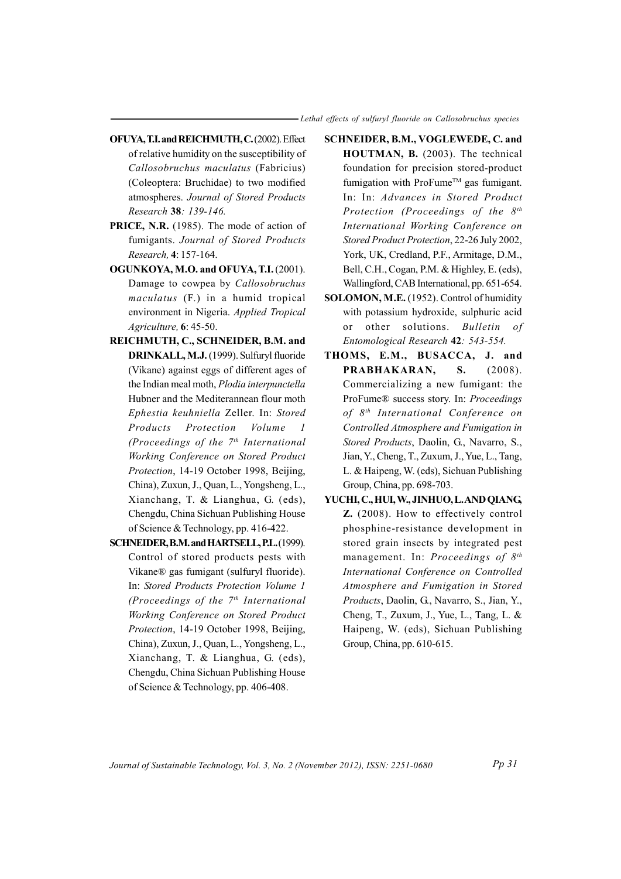**OFUYA, T.I. and REICHMUTH, C.** (2002). Effect of relative humidity on the susceptibility of *Callosobruchus maculatus* (Fabricius) (Coleoptera: Bruchidae) to two modified atmospheres. *Journal of Stored Products Research* **38***: 139-146.*

**PRICE, N.R.** (1985). The mode of action of fumigants. *Journal of Stored Products Research,* **4**: 157-164.

**OGUNKOYA, M.O. and OFUYA, T.I.** (2001). Damage to cowpea by *Callosobruchus maculatus* (F.) in a humid tropical environment in Nigeria. *Applied Tropical Agriculture,* **6**: 45-50.

**REICHMUTH, C., SCHNEIDER, B.M. and DRINKALL, M.J.** (1999). Sulfuryl fluoride (Vikane) against eggs of different ages of the Indian meal moth, *Plodia interpunctella* Hubner and the Mediterannean flour moth *Ephestia keuhniella* Zeller. In: *Stored Products Protection Volume 1 (Proceedings of the 7th International Working Conference on Stored Product Protection*, 14-19 October 1998, Beijing, China), Zuxun, J., Quan, L., Yongsheng, L., Xianchang, T. & Lianghua, G. (eds), Chengdu, China Sichuan Publishing House of Science & Technology, pp. 416-422.

**SCHNEIDER, B.M. and HARTSELL, P.L.** (1999). Control of stored products pests with Vikane® gas fumigant (sulfuryl fluoride). In: *Stored Products Protection Volume 1 (Proceedings of the 7th International Working Conference on Stored Product Protection*, 14-19 October 1998, Beijing, China), Zuxun, J., Quan, L., Yongsheng, L., Xianchang, T. & Lianghua, G. (eds), Chengdu, China Sichuan Publishing House of Science & Technology, pp. 406-408.

**SCHNEIDER, B.M., VOGLEWEDE, C. and HOUTMAN, B.** (2003). The technical foundation for precision stored-product fumigation with ProFume™ gas fumigant. In: In: *Advances in Stored Product Protection (Proceedings of the 8th International Working Conference on Stored Product Protection*, 22-26 July 2002, York, UK, Credland, P.F., Armitage, D.M., Bell, C.H., Cogan, P.M. & Highley, E. (eds), Wallingford, CAB International, pp. 651-654.

**SOLOMON, M.E.** (1952). Control of humidity with potassium hydroxide, sulphuric acid or other solutions. *Bulletin of Entomological Research* **42***: 543-554.*

**THOMS, E.M., BUSACCA, J. and PRABHAKARAN, S.** (2008). Commercializing a new fumigant: the ProFume® success story. In: *Proceedings of 8th International Conference on Controlled Atmosphere and Fumigation in Stored Products*, Daolin, G., Navarro, S., Jian, Y., Cheng, T., Zuxum, J., Yue, L., Tang, L. & Haipeng, W. (eds), Sichuan Publishing Group, China, pp. 698-703.

**YUCHI, C., HUI, W., JINHUO, L. AND QIANG, Z.** (2008). How to effectively control phosphine-resistance development in stored grain insects by integrated pest management. In: *Proceedings of 8th International Conference on Controlled Atmosphere and Fumigation in Stored Products*, Daolin, G., Navarro, S., Jian, Y., Cheng, T., Zuxum, J., Yue, L., Tang, L. & Haipeng, W. (eds), Sichuan Publishing Group, China, pp. 610-615.